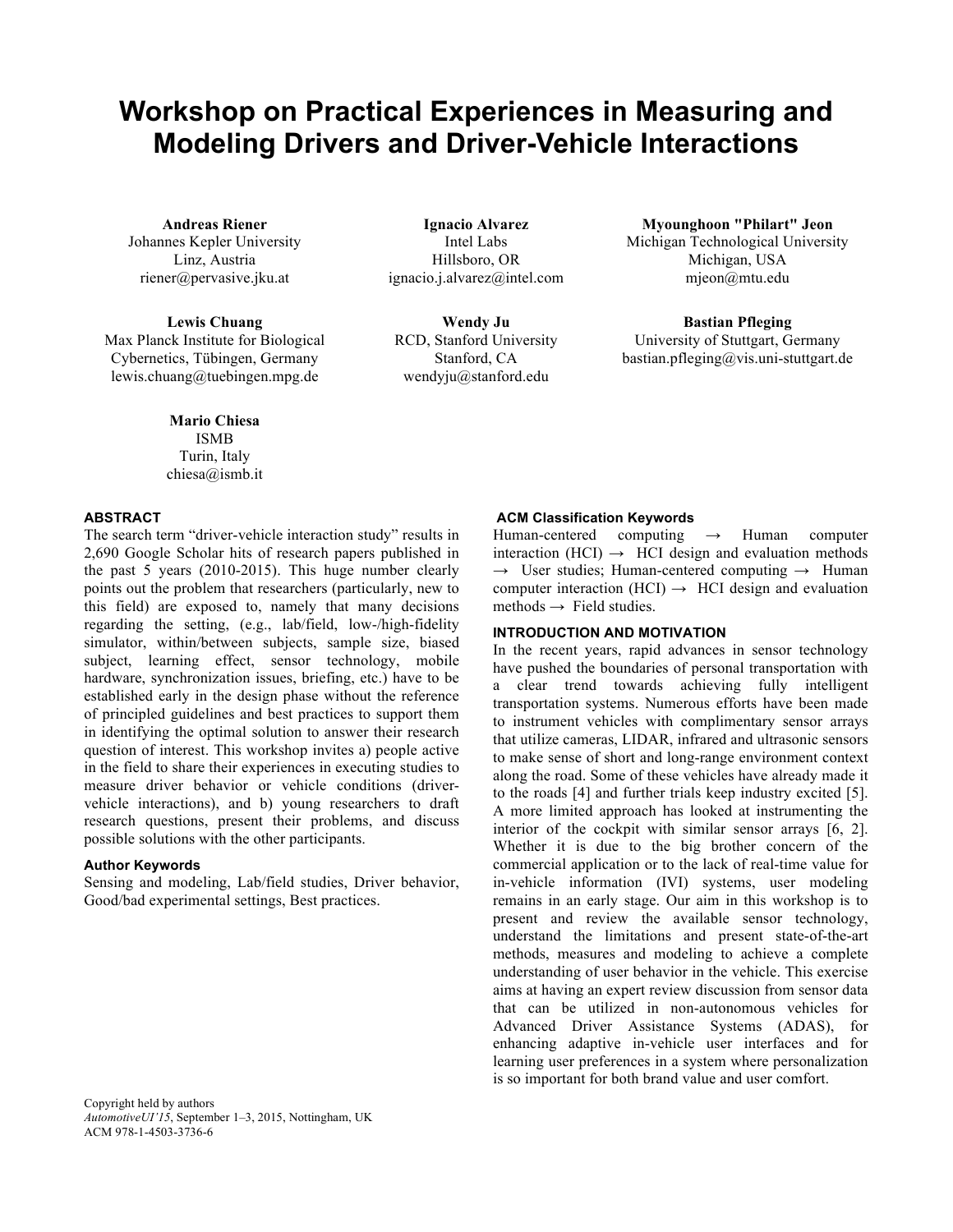# Workshop on Practical Experiences in Measuring and Modeling Drivers and Driver-Vehicle Interactions

**Andreas Riener**
Johannes Kepler University
Linz, Austria
riener@pervasive.jku.at

**Ignacio Alvarez**
Intel Labs
Hillsboro, OR
ignacio.j.alvarez@intel.com

**Myounghoon "Philart" Jeon**
Michigan Technological University
Michigan, USA
mjeon@mtu.edu

**Lewis Chuang**
Max Planck Institute for Biological Cybernetics, Tübingen, Germany
lewis.chuang@tuebingen.mpg.de

**Wendy Ju**
RCD, Stanford University
Stanford, CA
wendyju@stanford.edu

**Bastian Pfleging**
University of Stuttgart, Germany
bastian.pfleging@vis.uni-stuttgart.de

**Mario Chiesa**
ISMB
Turin, Italy
chiesa@ismb.it

## ABSTRACT

The search term "driver-vehicle interaction study" results in 2,690 Google Scholar hits of research papers published in the past 5 years (2010-2015). This huge number clearly points out the problem that researchers (particularly, new to this field) are exposed to, namely that many decisions regarding the setting, (e.g., lab/field, low-/high-fidelity simulator, within/between subjects, sample size, biased subject, learning effect, sensor technology, mobile hardware, synchronization issues, briefing, etc.) have to be established early in the design phase without the reference of principled guidelines and best practices to support them in identifying the optimal solution to answer their research question of interest. This workshop invites a) people active in the field to share their experiences in executing studies to measure driver behavior or vehicle conditions (driver-vehicle interactions), and b) young researchers to draft research questions, present their problems, and discuss possible solutions with the other participants.

### Author Keywords

Sensing and modeling, Lab/field studies, Driver behavior, Good/bad experimental settings, Best practices.

### ACM Classification Keywords

Human-centered computing → Human computer interaction (HCI) → HCI design and evaluation methods → User studies; Human-centered computing → Human computer interaction (HCI) → HCI design and evaluation methods → Field studies.

## INTRODUCTION AND MOTIVATION

In the recent years, rapid advances in sensor technology have pushed the boundaries of personal transportation with a clear trend towards achieving fully intelligent transportation systems. Numerous efforts have been made to instrument vehicles with complimentary sensor arrays that utilize cameras, LIDAR, infrared and ultrasonic sensors to make sense of short and long-range environment context along the road. Some of these vehicles have already made it to the roads [4] and further trials keep industry excited [5]. A more limited approach has looked at instrumenting the interior of the cockpit with similar sensor arrays [6, 2]. Whether it is due to the big brother concern of the commercial application or to the lack of real-time value for in-vehicle information (IVI) systems, user modeling remains in an early stage. Our aim in this workshop is to present and review the available sensor technology, understand the limitations and present state-of-the-art methods, measures and modeling to achieve a complete understanding of user behavior in the vehicle. This exercise aims at having an expert review discussion from sensor data that can be utilized in non-autonomous vehicles for Advanced Driver Assistance Systems (ADAS), for enhancing adaptive in-vehicle user interfaces and for learning user preferences in a system where personalization is so important for both brand value and user comfort.

Copyright held by authors
*AutomotiveUI'15*, September 1–3, 2015, Nottingham, UK
ACM 978-1-4503-3736-6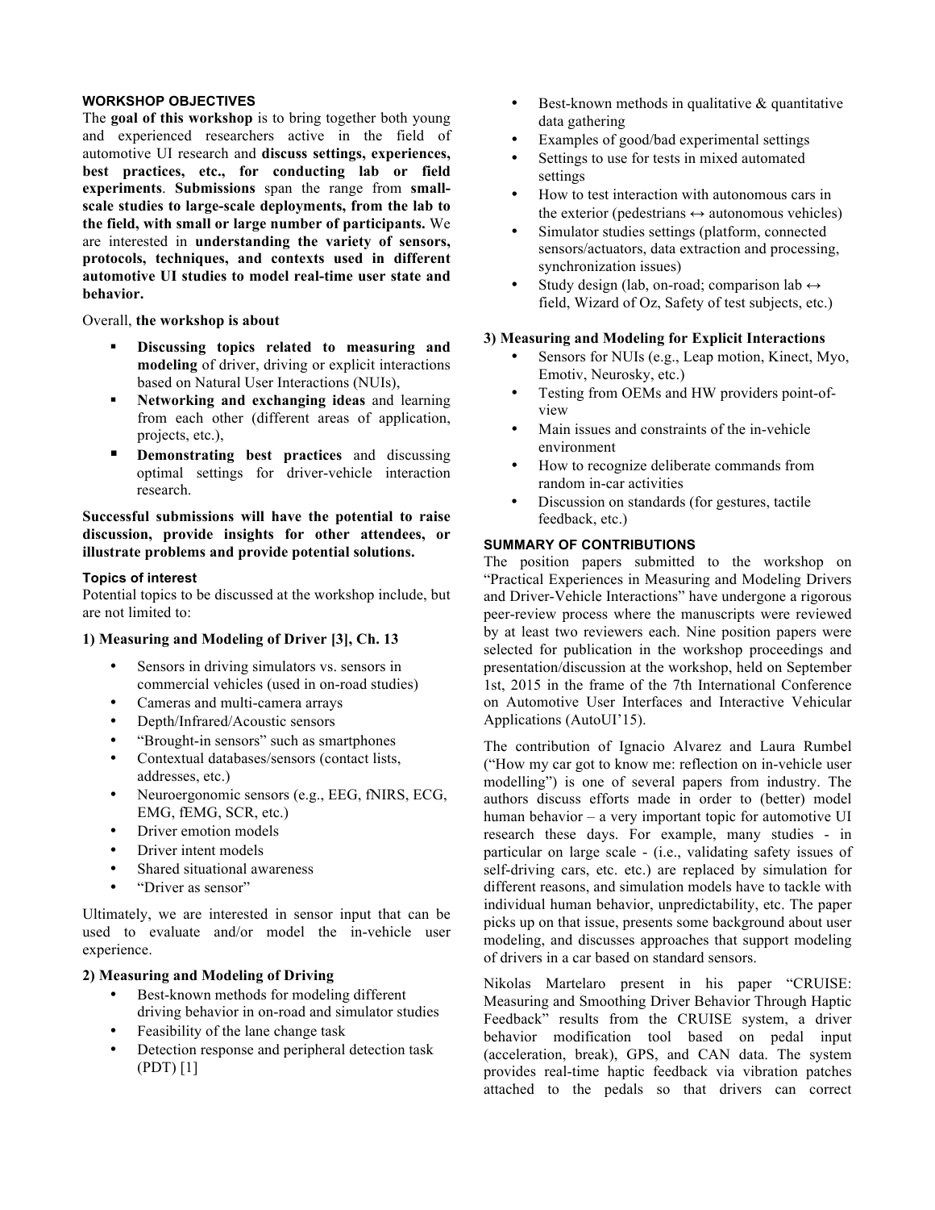### WORKSHOP OBJECTIVES

The **goal of this workshop** is to bring together both young and experienced researchers active in the field of automotive UI research and **discuss settings, experiences, best practices, etc., for conducting lab or field experiments**. **Submissions** span the range from **small-scale studies to large-scale deployments, from the lab to the field, with small or large number of participants.** We are interested in **understanding the variety of sensors, protocols, techniques, and contexts used in different automotive UI studies to model real-time user state and behavior.**

Overall, **the workshop is about**

- **Discussing topics related to measuring and modeling** of driver, driving or explicit interactions based on Natural User Interactions (NUIs),
- **Networking and exchanging ideas** and learning from each other (different areas of application, projects, etc.),
- **Demonstrating best practices** and discussing optimal settings for driver-vehicle interaction research.

**Successful submissions will have the potential to raise discussion, provide insights for other attendees, or illustrate problems and provide potential solutions.**

#### Topics of interest

Potential topics to be discussed at the workshop include, but are not limited to:

**1) Measuring and Modeling of Driver [3], Ch. 13**

- Sensors in driving simulators vs. sensors in commercial vehicles (used in on-road studies)
- Cameras and multi-camera arrays
- Depth/Infrared/Acoustic sensors
- "Brought-in sensors" such as smartphones
- Contextual databases/sensors (contact lists, addresses, etc.)
- Neuroergonomic sensors (e.g., EEG, fNIRS, ECG, EMG, fEMG, SCR, etc.)
- Driver emotion models
- Driver intent models
- Shared situational awareness
- "Driver as sensor"

Ultimately, we are interested in sensor input that can be used to evaluate and/or model the in-vehicle user experience.

**2) Measuring and Modeling of Driving**

- Best-known methods for modeling different driving behavior in on-road and simulator studies
- Feasibility of the lane change task
- Detection response and peripheral detection task (PDT) [1]
- Best-known methods in qualitative & quantitative data gathering
- Examples of good/bad experimental settings
- Settings to use for tests in mixed automated settings
- How to test interaction with autonomous cars in the exterior (pedestrians ↔ autonomous vehicles)
- Simulator studies settings (platform, connected sensors/actuators, data extraction and processing, synchronization issues)
- Study design (lab, on-road; comparison lab ↔ field, Wizard of Oz, Safety of test subjects, etc.)

**3) Measuring and Modeling for Explicit Interactions**

- Sensors for NUIs (e.g., Leap motion, Kinect, Myo, Emotiv, Neurosky, etc.)
- Testing from OEMs and HW providers point-of-view
- Main issues and constraints of the in-vehicle environment
- How to recognize deliberate commands from random in-car activities
- Discussion on standards (for gestures, tactile feedback, etc.)

### SUMMARY OF CONTRIBUTIONS

The position papers submitted to the workshop on "Practical Experiences in Measuring and Modeling Drivers and Driver-Vehicle Interactions" have undergone a rigorous peer-review process where the manuscripts were reviewed by at least two reviewers each. Nine position papers were selected for publication in the workshop proceedings and presentation/discussion at the workshop, held on September 1st, 2015 in the frame of the 7th International Conference on Automotive User Interfaces and Interactive Vehicular Applications (AutoUI'15).

The contribution of Ignacio Alvarez and Laura Rumbel ("How my car got to know me: reflection on in-vehicle user modelling") is one of several papers from industry. The authors discuss efforts made in order to (better) model human behavior – a very important topic for automotive UI research these days. For example, many studies - in particular on large scale - (i.e., validating safety issues of self-driving cars, etc. etc.) are replaced by simulation for different reasons, and simulation models have to tackle with individual human behavior, unpredictability, etc. The paper picks up on that issue, presents some background about user modeling, and discusses approaches that support modeling of drivers in a car based on standard sensors.

Nikolas Martelaro present in his paper "CRUISE: Measuring and Smoothing Driver Behavior Through Haptic Feedback" results from the CRUISE system, a driver behavior modification tool based on pedal input (acceleration, break), GPS, and CAN data. The system provides real-time haptic feedback via vibration patches attached to the pedals so that drivers can correct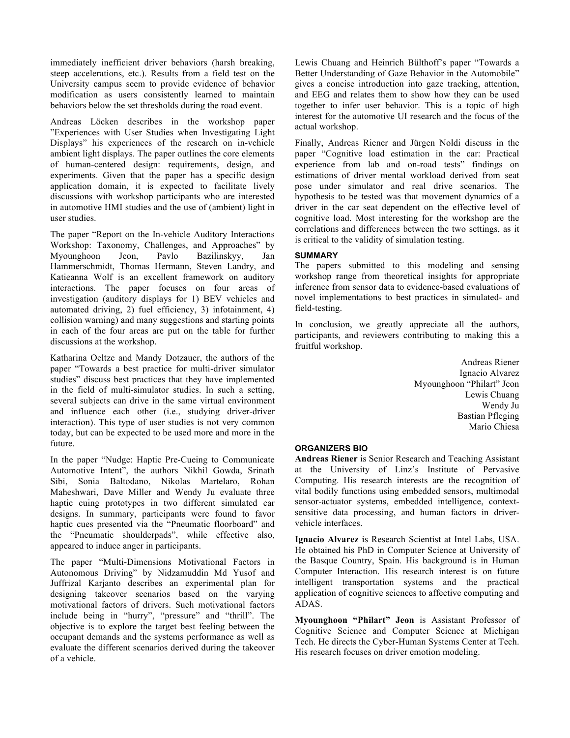immediately inefficient driver behaviors (harsh breaking, steep accelerations, etc.). Results from a field test on the University campus seem to provide evidence of behavior modification as users consistently learned to maintain behaviors below the set thresholds during the road event.

Andreas Löcken describes in the workshop paper "Experiences with User Studies when Investigating Light Displays" his experiences of the research on in-vehicle ambient light displays. The paper outlines the core elements of human-centered design: requirements, design, and experiments. Given that the paper has a specific design application domain, it is expected to facilitate lively discussions with workshop participants who are interested in automotive HMI studies and the use of (ambient) light in user studies.

The paper "Report on the In-vehicle Auditory Interactions Workshop: Taxonomy, Challenges, and Approaches" by Myounghoon Jeon, Pavlo Bazilinskyy, Jan Hammerschmidt, Thomas Hermann, Steven Landry, and Katieanna Wolf is an excellent framework on auditory interactions. The paper focuses on four areas of investigation (auditory displays for 1) BEV vehicles and automated driving, 2) fuel efficiency, 3) infotainment, 4) collision warning) and many suggestions and starting points in each of the four areas are put on the table for further discussions at the workshop.

Katharina Oeltze and Mandy Dotzauer, the authors of the paper "Towards a best practice for multi-driver simulator studies" discuss best practices that they have implemented in the field of multi-simulator studies. In such a setting, several subjects can drive in the same virtual environment and influence each other (i.e., studying driver-driver interaction). This type of user studies is not very common today, but can be expected to be used more and more in the future.

In the paper "Nudge: Haptic Pre-Cueing to Communicate Automotive Intent", the authors Nikhil Gowda, Srinath Sibi, Sonia Baltodano, Nikolas Martelaro, Rohan Maheshwari, Dave Miller and Wendy Ju evaluate three haptic cuing prototypes in two different simulated car designs. In summary, participants were found to favor haptic cues presented via the "Pneumatic floorboard" and the "Pneumatic shoulderpads", while effective also, appeared to induce anger in participants.

The paper "Multi-Dimensions Motivational Factors in Autonomous Driving" by Nidzamuddin Md Yusof and Juffrizal Karjanto describes an experimental plan for designing takeover scenarios based on the varying motivational factors of drivers. Such motivational factors include being in "hurry", "pressure" and "thrill". The objective is to explore the target best feeling between the occupant demands and the systems performance as well as evaluate the different scenarios derived during the takeover of a vehicle.

Lewis Chuang and Heinrich Bülthoff's paper "Towards a Better Understanding of Gaze Behavior in the Automobile" gives a concise introduction into gaze tracking, attention, and EEG and relates them to show how they can be used together to infer user behavior. This is a topic of high interest for the automotive UI research and the focus of the actual workshop.

Finally, Andreas Riener and Jürgen Noldi discuss in the paper "Cognitive load estimation in the car: Practical experience from lab and on-road tests" findings on estimations of driver mental workload derived from seat pose under simulator and real drive scenarios. The hypothesis to be tested was that movement dynamics of a driver in the car seat dependent on the effective level of cognitive load. Most interesting for the workshop are the correlations and differences between the two settings, as it is critical to the validity of simulation testing.

## SUMMARY

The papers submitted to this modeling and sensing workshop range from theoretical insights for appropriate inference from sensor data to evidence-based evaluations of novel implementations to best practices in simulated- and field-testing.

In conclusion, we greatly appreciate all the authors, participants, and reviewers contributing to making this a fruitful workshop.

Andreas Riener
Ignacio Alvarez
Myounghoon "Philart" Jeon
Lewis Chuang
Wendy Ju
Bastian Pfleging
Mario Chiesa

## ORGANIZERS BIO

**Andreas Riener** is Senior Research and Teaching Assistant at the University of Linz's Institute of Pervasive Computing. His research interests are the recognition of vital bodily functions using embedded sensors, multimodal sensor-actuator systems, embedded intelligence, context-sensitive data processing, and human factors in driver-vehicle interfaces.

**Ignacio Alvarez** is Research Scientist at Intel Labs, USA. He obtained his PhD in Computer Science at University of the Basque Country, Spain. His background is in Human Computer Interaction. His research interest is on future intelligent transportation systems and the practical application of cognitive sciences to affective computing and ADAS.

**Myounghoon "Philart" Jeon** is Assistant Professor of Cognitive Science and Computer Science at Michigan Tech. He directs the Cyber-Human Systems Center at Tech. His research focuses on driver emotion modeling.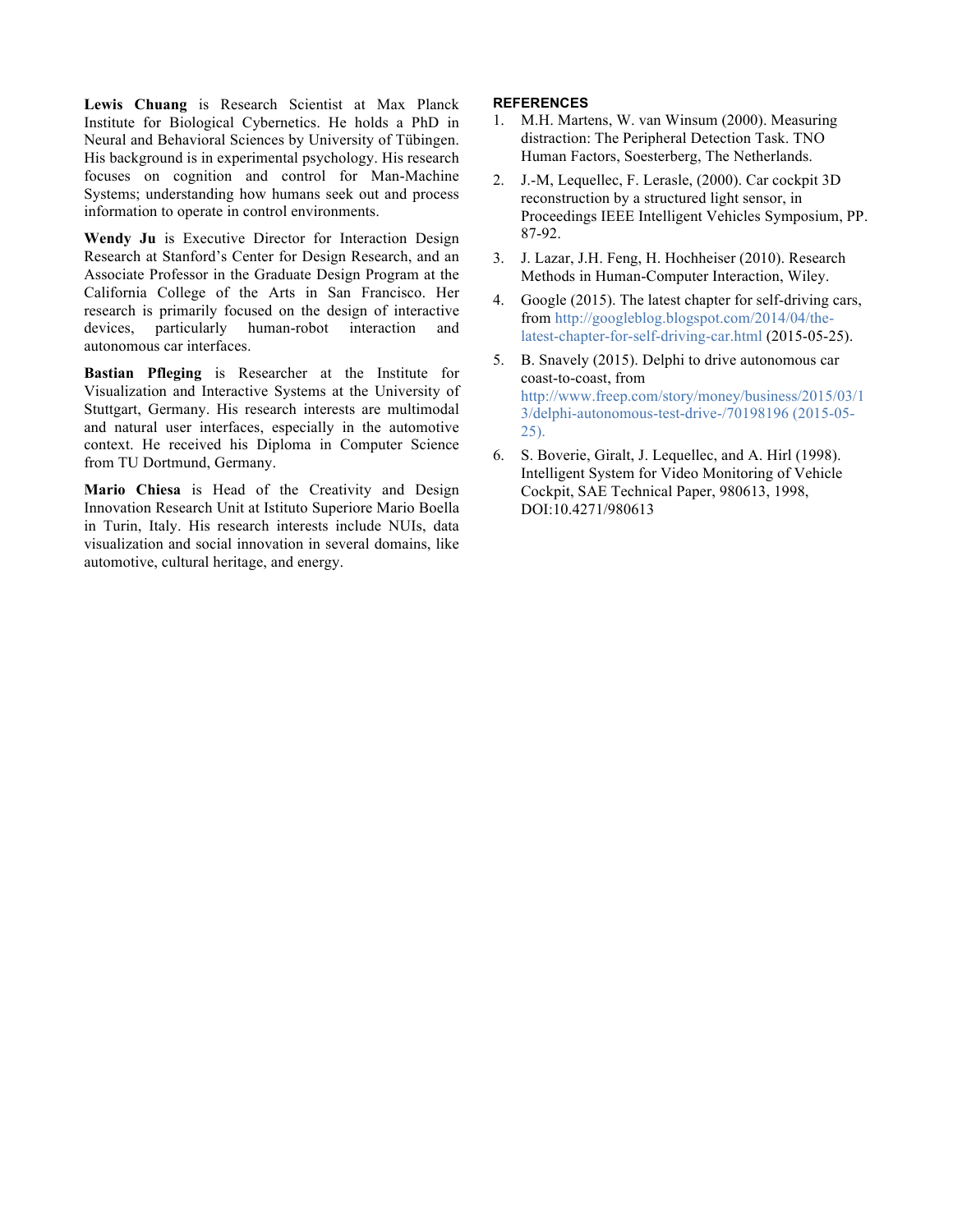**Lewis Chuang** is Research Scientist at Max Planck Institute for Biological Cybernetics. He holds a PhD in Neural and Behavioral Sciences by University of Tübingen. His background is in experimental psychology. His research focuses on cognition and control for Man-Machine Systems; understanding how humans seek out and process information to operate in control environments.

**Wendy Ju** is Executive Director for Interaction Design Research at Stanford's Center for Design Research, and an Associate Professor in the Graduate Design Program at the California College of the Arts in San Francisco. Her research is primarily focused on the design of interactive devices, particularly human-robot interaction and autonomous car interfaces.

**Bastian Pfleging** is Researcher at the Institute for Visualization and Interactive Systems at the University of Stuttgart, Germany. His research interests are multimodal and natural user interfaces, especially in the automotive context. He received his Diploma in Computer Science from TU Dortmund, Germany.

**Mario Chiesa** is Head of the Creativity and Design Innovation Research Unit at Istituto Superiore Mario Boella in Turin, Italy. His research interests include NUIs, data visualization and social innovation in several domains, like automotive, cultural heritage, and energy.

## REFERENCES

1. M.H. Martens, W. van Winsum (2000). Measuring distraction: The Peripheral Detection Task. TNO Human Factors, Soesterberg, The Netherlands.
2. J.-M, Lequellec, F. Lerasle, (2000). Car cockpit 3D reconstruction by a structured light sensor, in Proceedings IEEE Intelligent Vehicles Symposium, PP. 87-92.
3. J. Lazar, J.H. Feng, H. Hochheiser (2010). Research Methods in Human-Computer Interaction, Wiley.
4. Google (2015). The latest chapter for self-driving cars, from http://googleblog.blogspot.com/2014/04/the-latest-chapter-for-self-driving-car.html (2015-05-25).
5. B. Snavely (2015). Delphi to drive autonomous car coast-to-coast, from http://www.freep.com/story/money/business/2015/03/13/delphi-autonomous-test-drive-/70198196 (2015-05-25).
6. S. Boverie, Giralt, J. Lequellec, and A. Hirl (1998). Intelligent System for Video Monitoring of Vehicle Cockpit, SAE Technical Paper, 980613, 1998, DOI:10.4271/980613